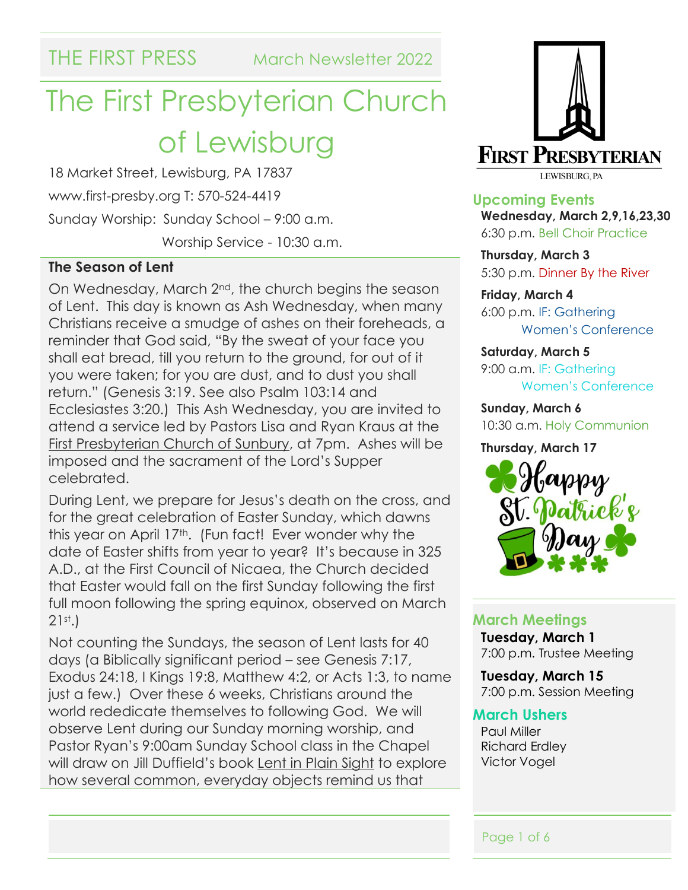THE FIRST PRESS March Newsletter 2022

# The First Presbyterian Church of Lewisburg

18 Market Street, Lewisburg, PA 17837

www.first-presby.org T: 570-524-4419

Sunday Worship: Sunday School – 9:00 a.m.

Worship Service - 10:30 a.m.

## The Season of Lent

On Wednesday, March 2nd, the church begins the season of Lent. This day is known as Ash Wednesday, when many Christians receive a smudge of ashes on their foreheads, a reminder that God said, "By the sweat of your face you shall eat bread, till you return to the ground, for out of it you were taken; for you are dust, and to dust you shall return." (Genesis 3:19. See also Psalm 103:14 and Ecclesiastes 3:20.) This Ash Wednesday, you are invited to attend a service led by Pastors Lisa and Ryan Kraus at the First Presbyterian Church of Sunbury, at 7pm. Ashes will be imposed and the sacrament of the Lord's Supper celebrated.

During Lent, we prepare for Jesus's death on the cross, and for the great celebration of Easter Sunday, which dawns this year on April 17th. (Fun fact! Ever wonder why the date of Easter shifts from year to year? It's because in 325 A.D., at the First Council of Nicaea, the Church decided that Easter would fall on the first Sunday following the first full moon following the spring equinox, observed on March 21st.)

Not counting the Sundays, the season of Lent lasts for 40 days (a Biblically significant period – see Genesis 7:17, Exodus 24:18, I Kings 19:8, Matthew 4:2, or Acts 1:3, to name just a few.) Over these 6 weeks, Christians around the world rededicate themselves to following God. We will observe Lent during our Sunday morning worship, and Pastor Ryan's 9:00am Sunday School class in the Chapel will draw on Jill Duffield's book Lent in Plain Sight to explore how several common, everyday objects remind us that

## Upcoming Events

**Wednesday, March 2,9,16,23,30**
6:30 p.m. Bell Choir Practice

**Thursday, March 3**
5:30 p.m. Dinner By the River

**Friday, March 4**
6:00 p.m. IF: Gathering Women's Conference

**Saturday, March 5**
9:00 a.m. IF: Gathering Women's Conference

**Sunday, March 6**
10:30 a.m. Holy Communion

**Thursday, March 17**
Happy St. Patrick's Day

## March Meetings

**Tuesday, March 1**
7:00 p.m. Trustee Meeting

**Tuesday, March 15**
7:00 p.m. Session Meeting

## March Ushers

Paul Miller
Richard Erdley
Victor Vogel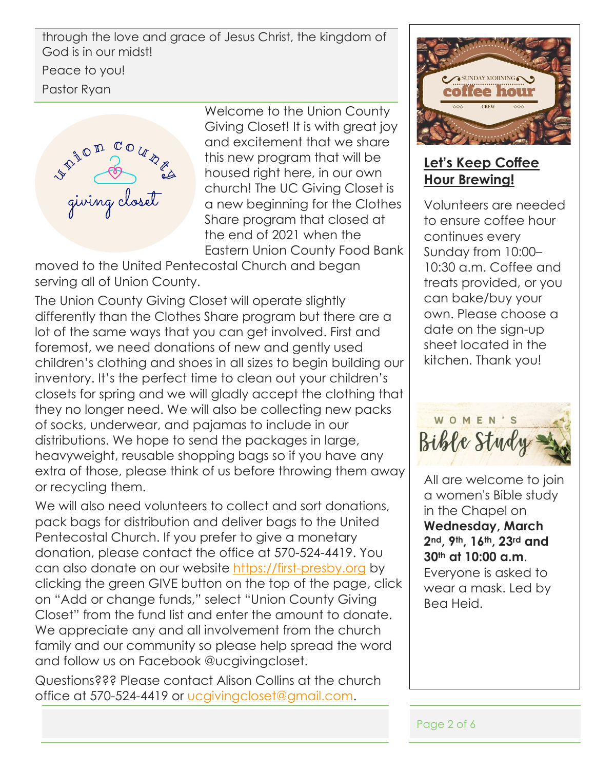through the love and grace of Jesus Christ, the kingdom of God is in our midst!

Peace to you!

Pastor Ryan

Welcome to the Union County Giving Closet! It is with great joy and excitement that we share this new program that will be housed right here, in our own church! The UC Giving Closet is a new beginning for the Clothes Share program that closed at the end of 2021 when the Eastern Union County Food Bank moved to the United Pentecostal Church and began serving all of Union County.

The Union County Giving Closet will operate slightly differently than the Clothes Share program but there are a lot of the same ways that you can get involved. First and foremost, we need donations of new and gently used children's clothing and shoes in all sizes to begin building our inventory. It's the perfect time to clean out your children's closets for spring and we will gladly accept the clothing that they no longer need. We will also be collecting new packs of socks, underwear, and pajamas to include in our distributions. We hope to send the packages in large, heavyweight, reusable shopping bags so if you have any extra of those, please think of us before throwing them away or recycling them.

We will also need volunteers to collect and sort donations, pack bags for distribution and deliver bags to the United Pentecostal Church. If you prefer to give a monetary donation, please contact the office at 570-524-4419. You can also donate on our website https://first-presby.org by clicking the green GIVE button on the top of the page, click on "Add or change funds," select "Union County Giving Closet" from the fund list and enter the amount to donate. We appreciate any and all involvement from the church family and our community so please help spread the word and follow us on Facebook @ucgivingcloset.

Questions??? Please contact Alison Collins at the church office at 570-524-4419 or ucgivingcloset@gmail.com.

## Let's Keep Coffee Hour Brewing!

Volunteers are needed to ensure coffee hour continues every Sunday from 10:00–10:30 a.m. Coffee and treats provided, or you can bake/buy your own. Please choose a date on the sign-up sheet located in the kitchen. Thank you!

## Women's Bible Study

All are welcome to join a women's Bible study in the Chapel on **Wednesday, March 2nd, 9th, 16th, 23rd and 30th at 10:00 a.m**. Everyone is asked to wear a mask. Led by Bea Heid.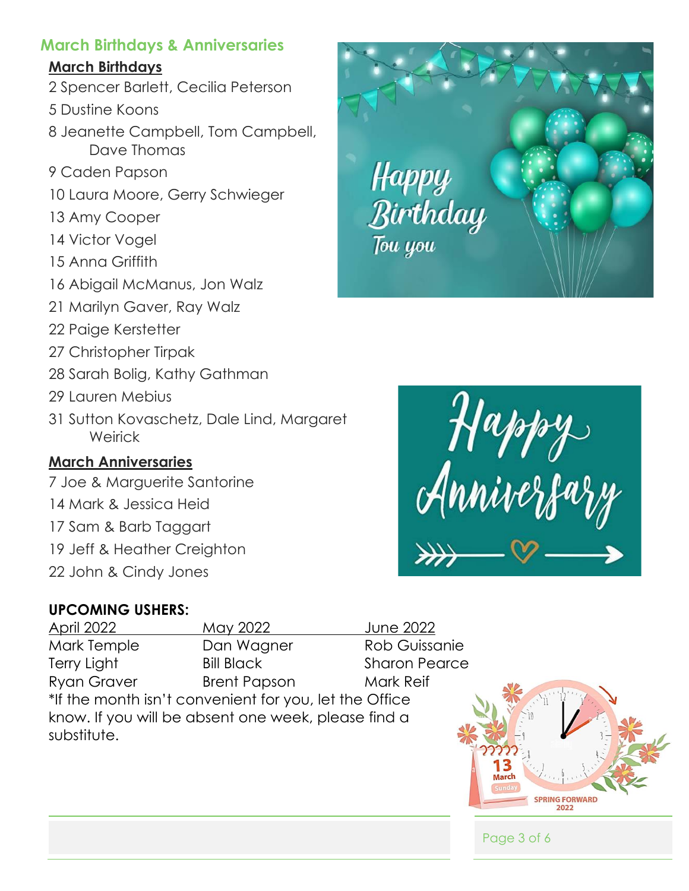## March Birthdays & Anniversaries

### March Birthdays

2 Spencer Barlett, Cecilia Peterson

5 Dustine Koons

8 Jeanette Campbell, Tom Campbell, Dave Thomas

9 Caden Papson

10 Laura Moore, Gerry Schwieger

13 Amy Cooper

14 Victor Vogel

15 Anna Griffith

16 Abigail McManus, Jon Walz

21 Marilyn Gaver, Ray Walz

22 Paige Kerstetter

27 Christopher Tirpak

28 Sarah Bolig, Kathy Gathman

29 Lauren Mebius

31 Sutton Kovaschetz, Dale Lind, Margaret Weirick

### March Anniversaries

7 Joe & Marguerite Santorine

14 Mark & Jessica Heid

17 Sam & Barb Taggart

19 Jeff & Heather Creighton

22 John & Cindy Jones

**UPCOMING USHERS:**

| April 2022 | May 2022 | June 2022 |
|---|---|---|
| Mark Temple | Dan Wagner | Rob Guissanie |
| Terry Light | Bill Black | Sharon Pearce |
| Ryan Graver | Brent Papson | Mark Reif |

*If the month isn't convenient for you, let the Office know. If you will be absent one week, please find a substitute.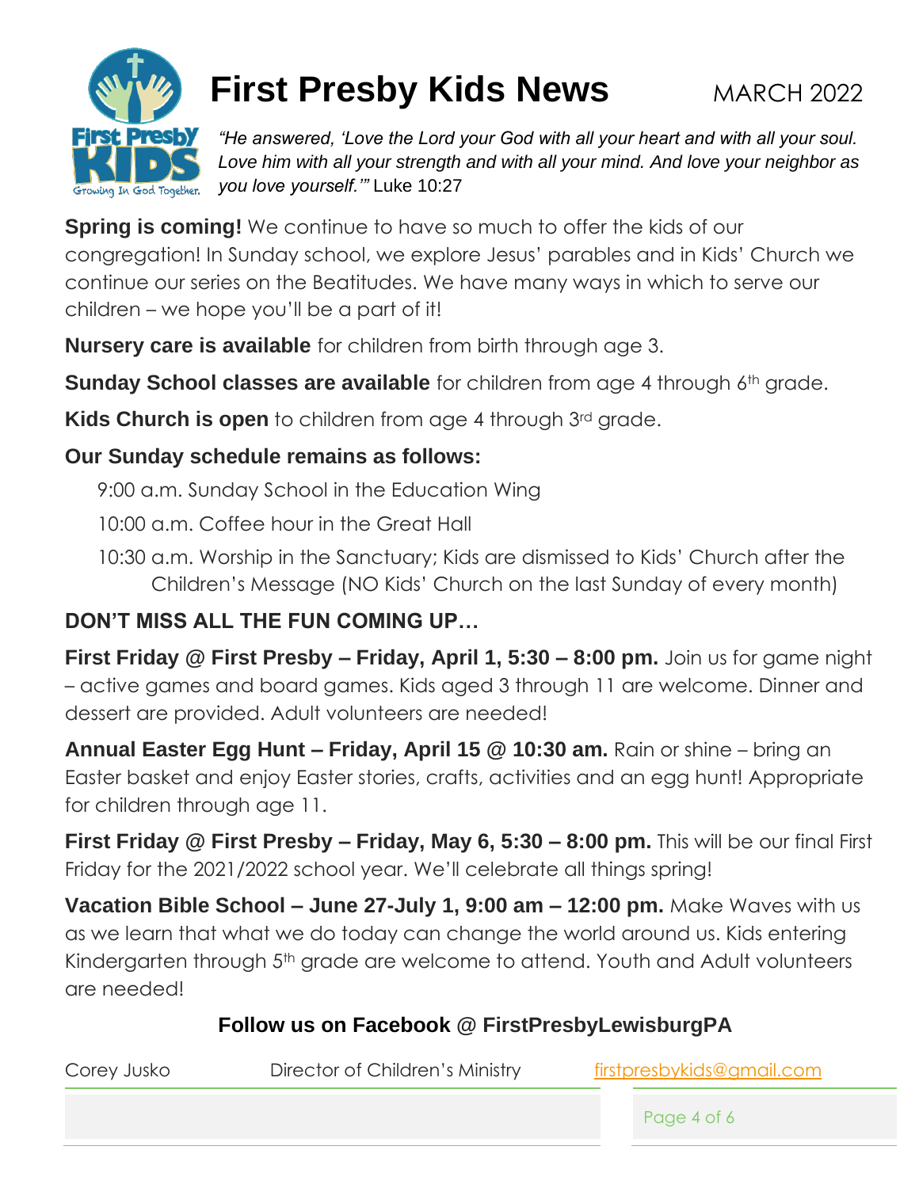# First Presby Kids News

MARCH 2022

*"He answered, 'Love the Lord your God with all your heart and with all your soul. Love him with all your strength and with all your mind. And love your neighbor as you love yourself.'"* Luke 10:27

**Spring is coming!** We continue to have so much to offer the kids of our congregation! In Sunday school, we explore Jesus' parables and in Kids' Church we continue our series on the Beatitudes. We have many ways in which to serve our children – we hope you'll be a part of it!

**Nursery care is available** for children from birth through age 3.

**Sunday School classes are available** for children from age 4 through 6th grade.

**Kids Church is open** to children from age 4 through 3rd grade.

**Our Sunday schedule remains as follows:**

9:00 a.m. Sunday School in the Education Wing

10:00 a.m. Coffee hour in the Great Hall

10:30 a.m. Worship in the Sanctuary; Kids are dismissed to Kids' Church after the Children's Message (NO Kids' Church on the last Sunday of every month)

**DON'T MISS ALL THE FUN COMING UP…**

**First Friday @ First Presby – Friday, April 1, 5:30 – 8:00 pm.** Join us for game night – active games and board games. Kids aged 3 through 11 are welcome. Dinner and dessert are provided. Adult volunteers are needed!

**Annual Easter Egg Hunt – Friday, April 15 @ 10:30 am.** Rain or shine – bring an Easter basket and enjoy Easter stories, crafts, activities and an egg hunt! Appropriate for children through age 11.

**First Friday @ First Presby – Friday, May 6, 5:30 – 8:00 pm.** This will be our final First Friday for the 2021/2022 school year. We'll celebrate all things spring!

**Vacation Bible School – June 27-July 1, 9:00 am – 12:00 pm.** Make Waves with us as we learn that what we do today can change the world around us. Kids entering Kindergarten through 5th grade are welcome to attend. Youth and Adult volunteers are needed!

**Follow us on Facebook @ FirstPresbyLewisburgPA**

Corey Jusko — Director of Children's Ministry — firstpresbykids@gmail.com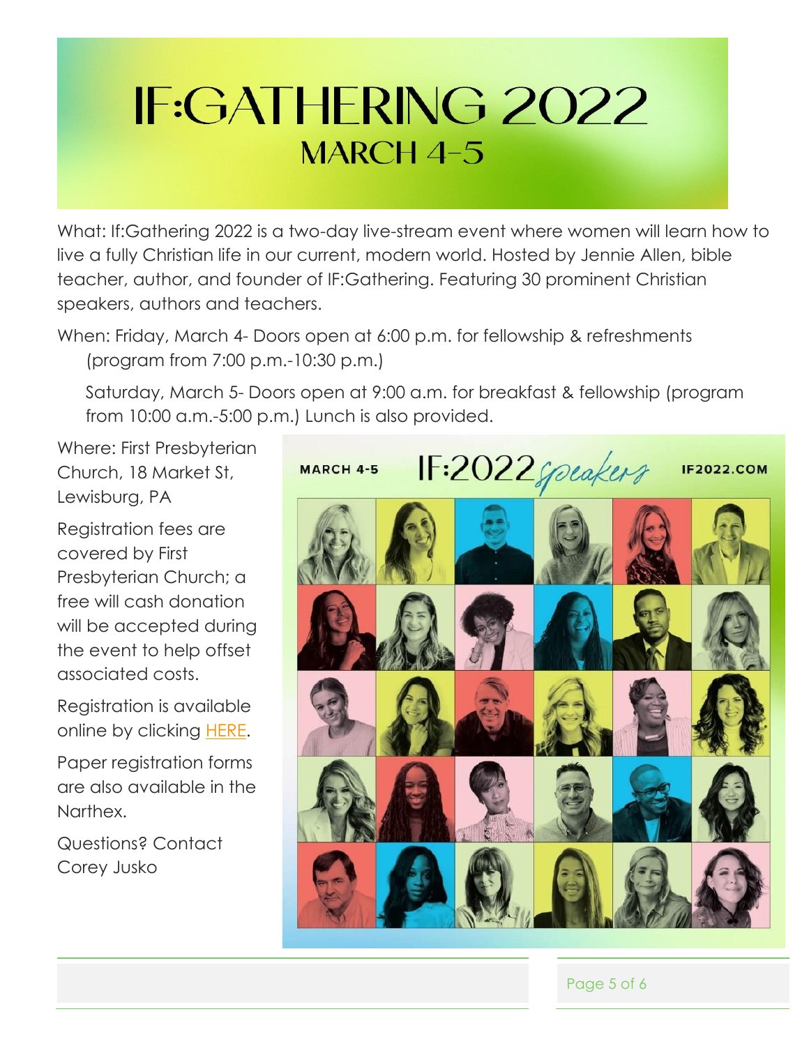# IF:GATHERING 2022

## MARCH 4-5

What: If:Gathering 2022 is a two-day live-stream event where women will learn how to live a fully Christian life in our current, modern world. Hosted by Jennie Allen, bible teacher, author, and founder of IF:Gathering. Featuring 30 prominent Christian speakers, authors and teachers.

When: Friday, March 4- Doors open at 6:00 p.m. for fellowship & refreshments (program from 7:00 p.m.-10:30 p.m.)

Saturday, March 5- Doors open at 9:00 a.m. for breakfast & fellowship (program from 10:00 a.m.-5:00 p.m.) Lunch is also provided.

Where: First Presbyterian Church, 18 Market St, Lewisburg, PA

Registration fees are covered by First Presbyterian Church; a free will cash donation will be accepted during the event to help offset associated costs.

Registration is available online by clicking HERE.

Paper registration forms are also available in the Narthex.

Questions? Contact Corey Jusko

MARCH 4-5 IF:2022 speakers IF2022.COM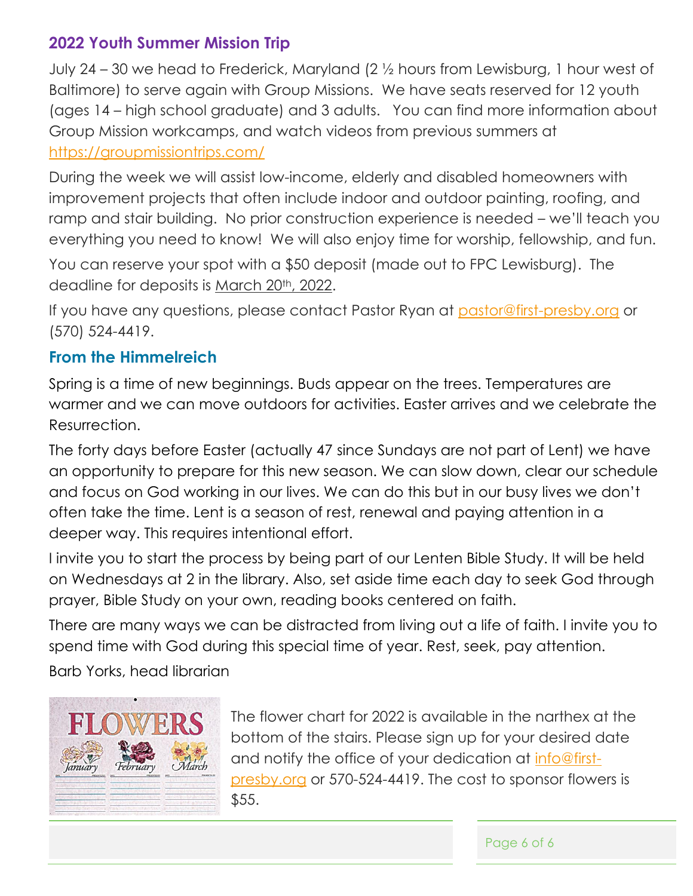## 2022 Youth Summer Mission Trip

July 24 – 30 we head to Frederick, Maryland (2 ½ hours from Lewisburg, 1 hour west of Baltimore) to serve again with Group Missions. We have seats reserved for 12 youth (ages 14 – high school graduate) and 3 adults. You can find more information about Group Mission workcamps, and watch videos from previous summers at https://groupmissiontrips.com/

During the week we will assist low-income, elderly and disabled homeowners with improvement projects that often include indoor and outdoor painting, roofing, and ramp and stair building. No prior construction experience is needed – we'll teach you everything you need to know! We will also enjoy time for worship, fellowship, and fun.

You can reserve your spot with a $50 deposit (made out to FPC Lewisburg). The deadline for deposits is March 20th, 2022.

If you have any questions, please contact Pastor Ryan at pastor@first-presby.org or (570) 524-4419.

## From the Himmelreich

Spring is a time of new beginnings. Buds appear on the trees. Temperatures are warmer and we can move outdoors for activities. Easter arrives and we celebrate the Resurrection.

The forty days before Easter (actually 47 since Sundays are not part of Lent) we have an opportunity to prepare for this new season. We can slow down, clear our schedule and focus on God working in our lives. We can do this but in our busy lives we don't often take the time. Lent is a season of rest, renewal and paying attention in a deeper way. This requires intentional effort.

I invite you to start the process by being part of our Lenten Bible Study. It will be held on Wednesdays at 2 in the library. Also, set aside time each day to seek God through prayer, Bible Study on your own, reading books centered on faith.

There are many ways we can be distracted from living out a life of faith. I invite you to spend time with God during this special time of year. Rest, seek, pay attention.

Barb Yorks, head librarian

The flower chart for 2022 is available in the narthex at the bottom of the stairs. Please sign up for your desired date and notify the office of your dedication at info@first-presby.org or 570-524-4419. The cost to sponsor flowers is $55.